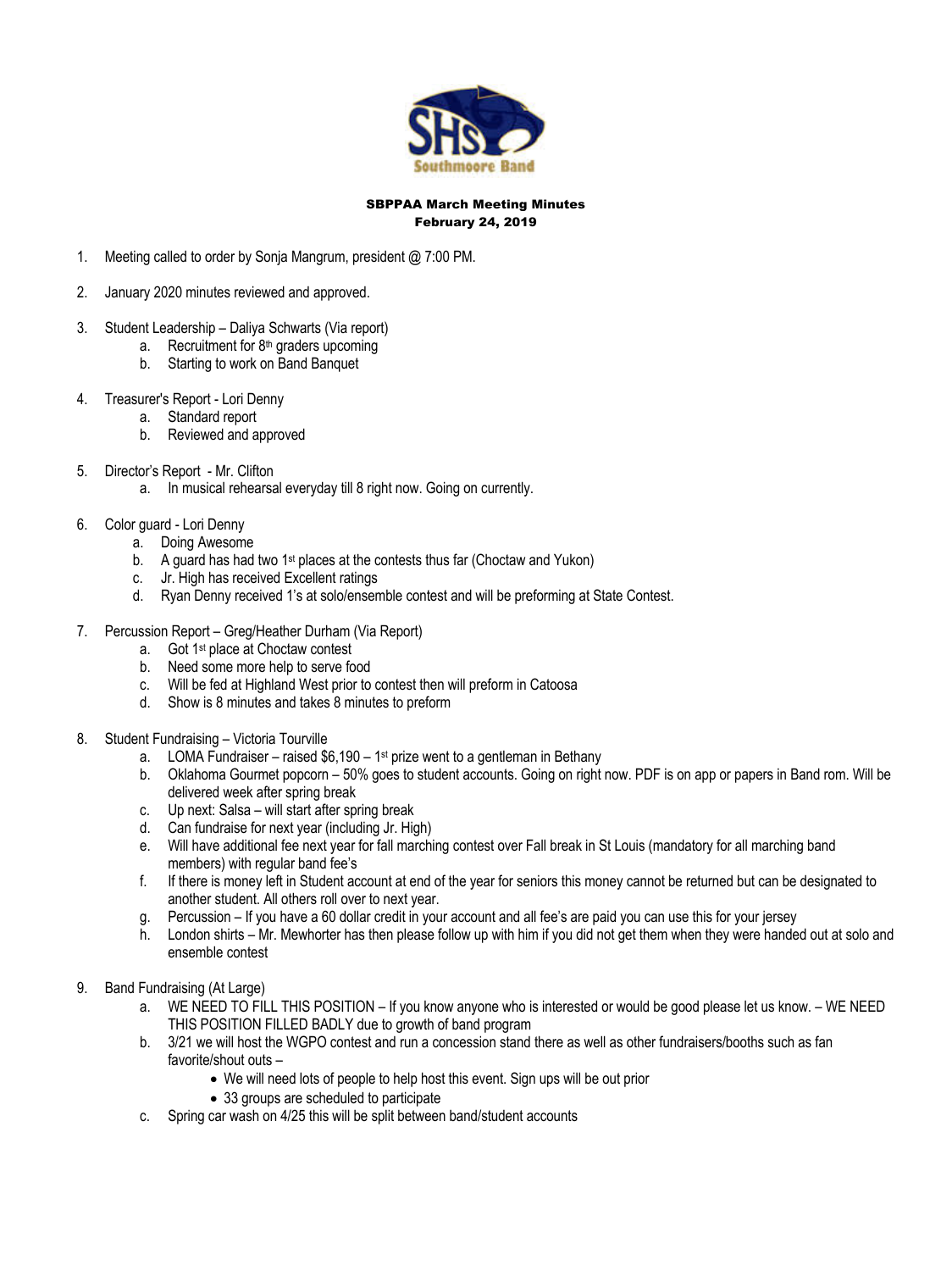**SBPPAA March Meeting Minutes**
**February 24, 2019**

1. Meeting called to order by Sonja Mangrum, president @ 7:00 PM.

2. January 2020 minutes reviewed and approved.

3. Student Leadership – Daliya Schwarts (Via report)
   a. Recruitment for 8th graders upcoming
   b. Starting to work on Band Banquet

4. Treasurer's Report - Lori Denny
   a. Standard report
   b. Reviewed and approved

5. Director's Report - Mr. Clifton
   a. In musical rehearsal everyday till 8 right now. Going on currently.

6. Color guard - Lori Denny
   a. Doing Awesome
   b. A guard has had two 1st places at the contests thus far (Choctaw and Yukon)
   c. Jr. High has received Excellent ratings
   d. Ryan Denny received 1's at solo/ensemble contest and will be preforming at State Contest.

7. Percussion Report – Greg/Heather Durham (Via Report)
   a. Got 1st place at Choctaw contest
   b. Need some more help to serve food
   c. Will be fed at Highland West prior to contest then will preform in Catoosa
   d. Show is 8 minutes and takes 8 minutes to preform

8. Student Fundraising – Victoria Tourville
   a. LOMA Fundraiser – raised $6,190 – 1st prize went to a gentleman in Bethany
   b. Oklahoma Gourmet popcorn – 50% goes to student accounts. Going on right now. PDF is on app or papers in Band rom. Will be delivered week after spring break
   c. Up next: Salsa – will start after spring break
   d. Can fundraise for next year (including Jr. High)
   e. Will have additional fee next year for fall marching contest over Fall break in St Louis (mandatory for all marching band members) with regular band fee's
   f. If there is money left in Student account at end of the year for seniors this money cannot be returned but can be designated to another student. All others roll over to next year.
   g. Percussion – If you have a 60 dollar credit in your account and all fee's are paid you can use this for your jersey
   h. London shirts – Mr. Mewhorter has then please follow up with him if you did not get them when they were handed out at solo and ensemble contest

9. Band Fundraising (At Large)
   a. WE NEED TO FILL THIS POSITION – If you know anyone who is interested or would be good please let us know. – WE NEED THIS POSITION FILLED BADLY due to growth of band program
   b. 3/21 we will host the WGPO contest and run a concession stand there as well as other fundraisers/booths such as fan favorite/shout outs –
      - We will need lots of people to help host this event. Sign ups will be out prior
      - 33 groups are scheduled to participate
   c. Spring car wash on 4/25 this will be split between band/student accounts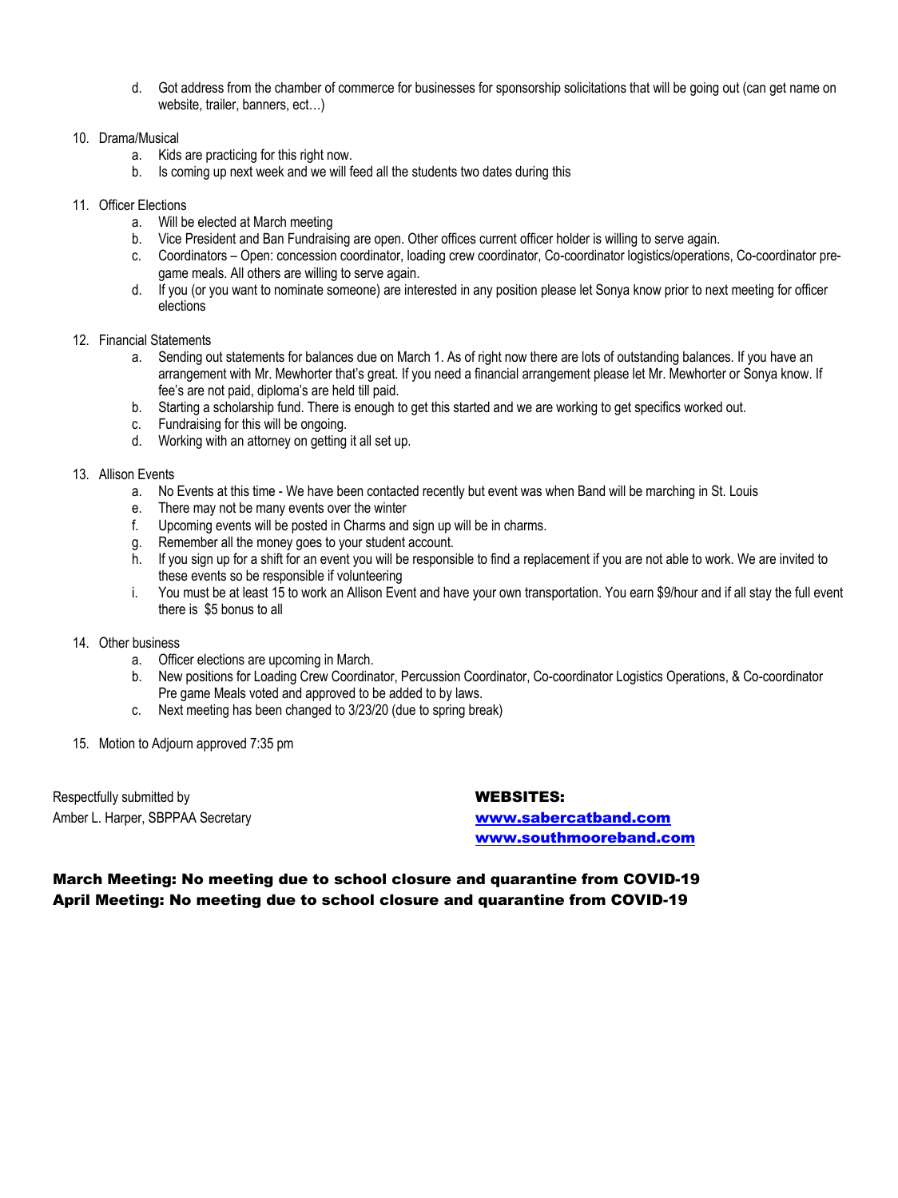d. Got address from the chamber of commerce for businesses for sponsorship solicitations that will be going out (can get name on website, trailer, banners, ect…)

10. Drama/Musical
    a. Kids are practicing for this right now.
    b. Is coming up next week and we will feed all the students two dates during this

11. Officer Elections
    a. Will be elected at March meeting
    b. Vice President and Ban Fundraising are open. Other offices current officer holder is willing to serve again.
    c. Coordinators – Open: concession coordinator, loading crew coordinator, Co-coordinator logistics/operations, Co-coordinator pre-game meals. All others are willing to serve again.
    d. If you (or you want to nominate someone) are interested in any position please let Sonya know prior to next meeting for officer elections

12. Financial Statements
    a. Sending out statements for balances due on March 1. As of right now there are lots of outstanding balances. If you have an arrangement with Mr. Mewhorter that's great. If you need a financial arrangement please let Mr. Mewhorter or Sonya know. If fee's are not paid, diploma's are held till paid.
    b. Starting a scholarship fund. There is enough to get this started and we are working to get specifics worked out.
    c. Fundraising for this will be ongoing.
    d. Working with an attorney on getting it all set up.

13. Allison Events
    a. No Events at this time - We have been contacted recently but event was when Band will be marching in St. Louis
    e. There may not be many events over the winter
    f. Upcoming events will be posted in Charms and sign up will be in charms.
    g. Remember all the money goes to your student account.
    h. If you sign up for a shift for an event you will be responsible to find a replacement if you are not able to work. We are invited to these events so be responsible if volunteering
    i. You must be at least 15 to work an Allison Event and have your own transportation. You earn $9/hour and if all stay the full event there is $5 bonus to all

14. Other business
    a. Officer elections are upcoming in March.
    b. New positions for Loading Crew Coordinator, Percussion Coordinator, Co-coordinator Logistics Operations, & Co-coordinator Pre game Meals voted and approved to be added to by laws.
    c. Next meeting has been changed to 3/23/20 (due to spring break)

15. Motion to Adjourn approved 7:35 pm

Respectfully submitted by
Amber L. Harper, SBPPAA Secretary

**WEBSITES:**
**www.sabercatband.com**
**www.southmooreband.com**

**March Meeting: No meeting due to school closure and quarantine from COVID-19**
**April Meeting: No meeting due to school closure and quarantine from COVID-19**